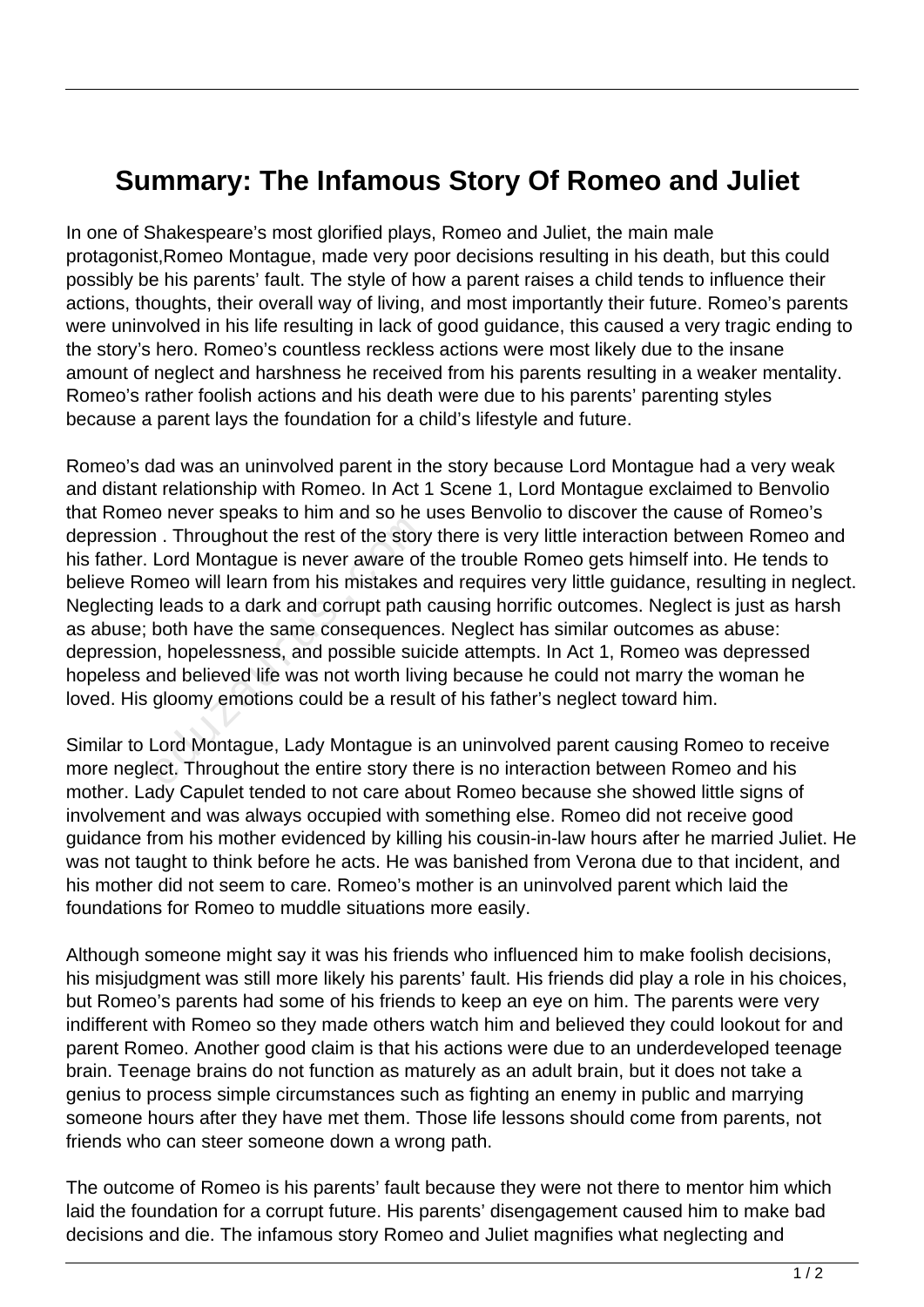# Summary: The Infamous Story Of Romeo and Juliet

In one of Shakespeare's most glorified plays, Romeo and Juliet, the main male protagonist,Romeo Montague, made very poor decisions resulting in his death, but this could possibly be his parents' fault. The style of how a parent raises a child tends to influence their actions, thoughts, their overall way of living, and most importantly their future. Romeo's parents were uninvolved in his life resulting in lack of good guidance, this caused a very tragic ending to the story's hero. Romeo's countless reckless actions were most likely due to the insane amount of neglect and harshness he received from his parents resulting in a weaker mentality. Romeo's rather foolish actions and his death were due to his parents' parenting styles because a parent lays the foundation for a child's lifestyle and future.

Romeo's dad was an uninvolved parent in the story because Lord Montague had a very weak and distant relationship with Romeo. In Act 1 Scene 1, Lord Montague exclaimed to Benvolio that Romeo never speaks to him and so he uses Benvolio to discover the cause of Romeo's depression . Throughout the rest of the story there is very little interaction between Romeo and his father. Lord Montague is never aware of the trouble Romeo gets himself into. He tends to believe Romeo will learn from his mistakes and requires very little guidance, resulting in neglect. Neglecting leads to a dark and corrupt path causing horrific outcomes. Neglect is just as harsh as abuse; both have the same consequences. Neglect has similar outcomes as abuse: depression, hopelessness, and possible suicide attempts. In Act 1, Romeo was depressed hopeless and believed life was not worth living because he could not marry the woman he loved. His gloomy emotions could be a result of his father's neglect toward him.

Similar to Lord Montague, Lady Montague is an uninvolved parent causing Romeo to receive more neglect. Throughout the entire story there is no interaction between Romeo and his mother. Lady Capulet tended to not care about Romeo because she showed little signs of involvement and was always occupied with something else. Romeo did not receive good guidance from his mother evidenced by killing his cousin-in-law hours after he married Juliet. He was not taught to think before he acts. He was banished from Verona due to that incident, and his mother did not seem to care. Romeo's mother is an uninvolved parent which laid the foundations for Romeo to muddle situations more easily.

Although someone might say it was his friends who influenced him to make foolish decisions, his misjudgment was still more likely his parents' fault. His friends did play a role in his choices, but Romeo's parents had some of his friends to keep an eye on him. The parents were very indifferent with Romeo so they made others watch him and believed they could lookout for and parent Romeo. Another good claim is that his actions were due to an underdeveloped teenage brain. Teenage brains do not function as maturely as an adult brain, but it does not take a genius to process simple circumstances such as fighting an enemy in public and marrying someone hours after they have met them. Those life lessons should come from parents, not friends who can steer someone down a wrong path.

The outcome of Romeo is his parents' fault because they were not there to mentor him which laid the foundation for a corrupt future. His parents' disengagement caused him to make bad decisions and die. The infamous story Romeo and Juliet magnifies what neglecting and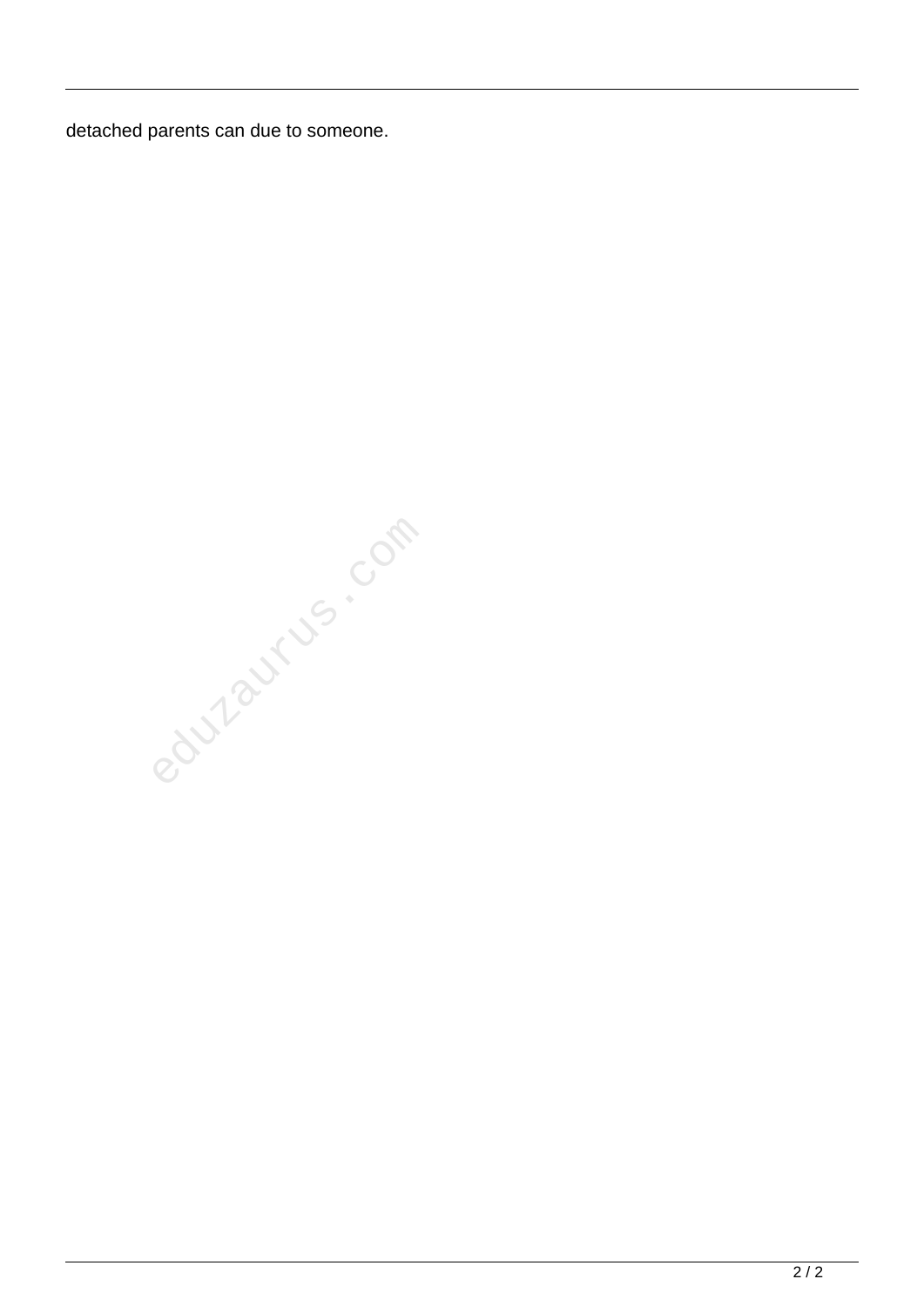detached parents can due to someone.